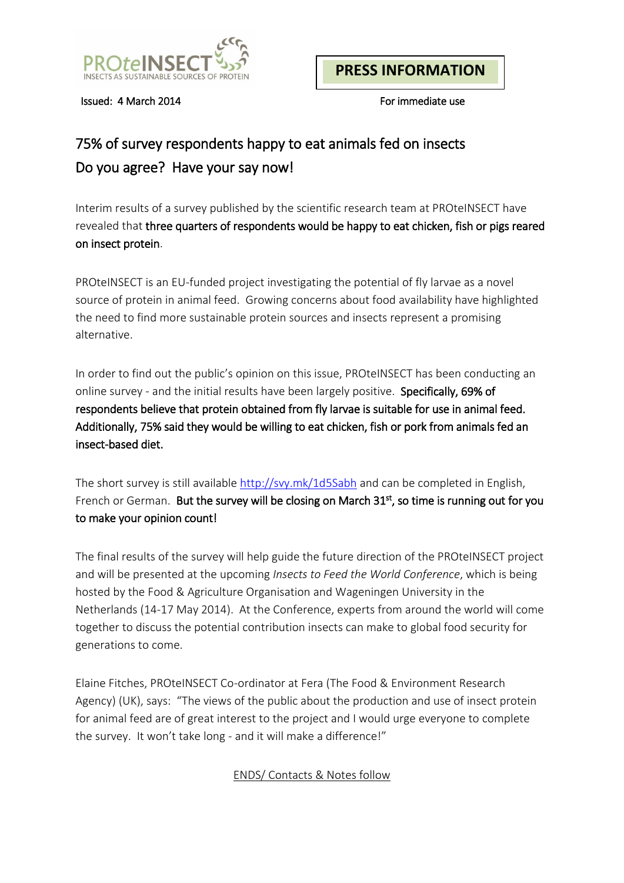PROteINSECT
INSECTS AS SUSTAINABLE SOURCES OF PROTEIN

**PRESS INFORMATION**

Issued: 4 March 2014

For immediate use

# 75% of survey respondents happy to eat animals fed on insects
# Do you agree? Have your say now!

Interim results of a survey published by the scientific research team at PROteINSECT have revealed that **three quarters of respondents would be happy to eat chicken, fish or pigs reared on insect protein**.

PROteINSECT is an EU-funded project investigating the potential of fly larvae as a novel source of protein in animal feed. Growing concerns about food availability have highlighted the need to find more sustainable protein sources and insects represent a promising alternative.

In order to find out the public's opinion on this issue, PROteINSECT has been conducting an online survey - and the initial results have been largely positive. **Specifically, 69% of respondents believe that protein obtained from fly larvae is suitable for use in animal feed. Additionally, 75% said they would be willing to eat chicken, fish or pork from animals fed an insect-based diet.**

The short survey is still available [http://svy.mk/1d5Sabh](http://svy.mk/1d5Sabh) and can be completed in English, French or German. **But the survey will be closing on March 31st, so time is running out for you to make your opinion count!**

The final results of the survey will help guide the future direction of the PROteINSECT project and will be presented at the upcoming *Insects to Feed the World Conference*, which is being hosted by the Food & Agriculture Organisation and Wageningen University in the Netherlands (14-17 May 2014). At the Conference, experts from around the world will come together to discuss the potential contribution insects can make to global food security for generations to come.

Elaine Fitches, PROteINSECT Co-ordinator at Fera (The Food & Environment Research Agency) (UK), says: "The views of the public about the production and use of insect protein for animal feed are of great interest to the project and I would urge everyone to complete the survey. It won't take long - and it will make a difference!"

ENDS/ Contacts & Notes follow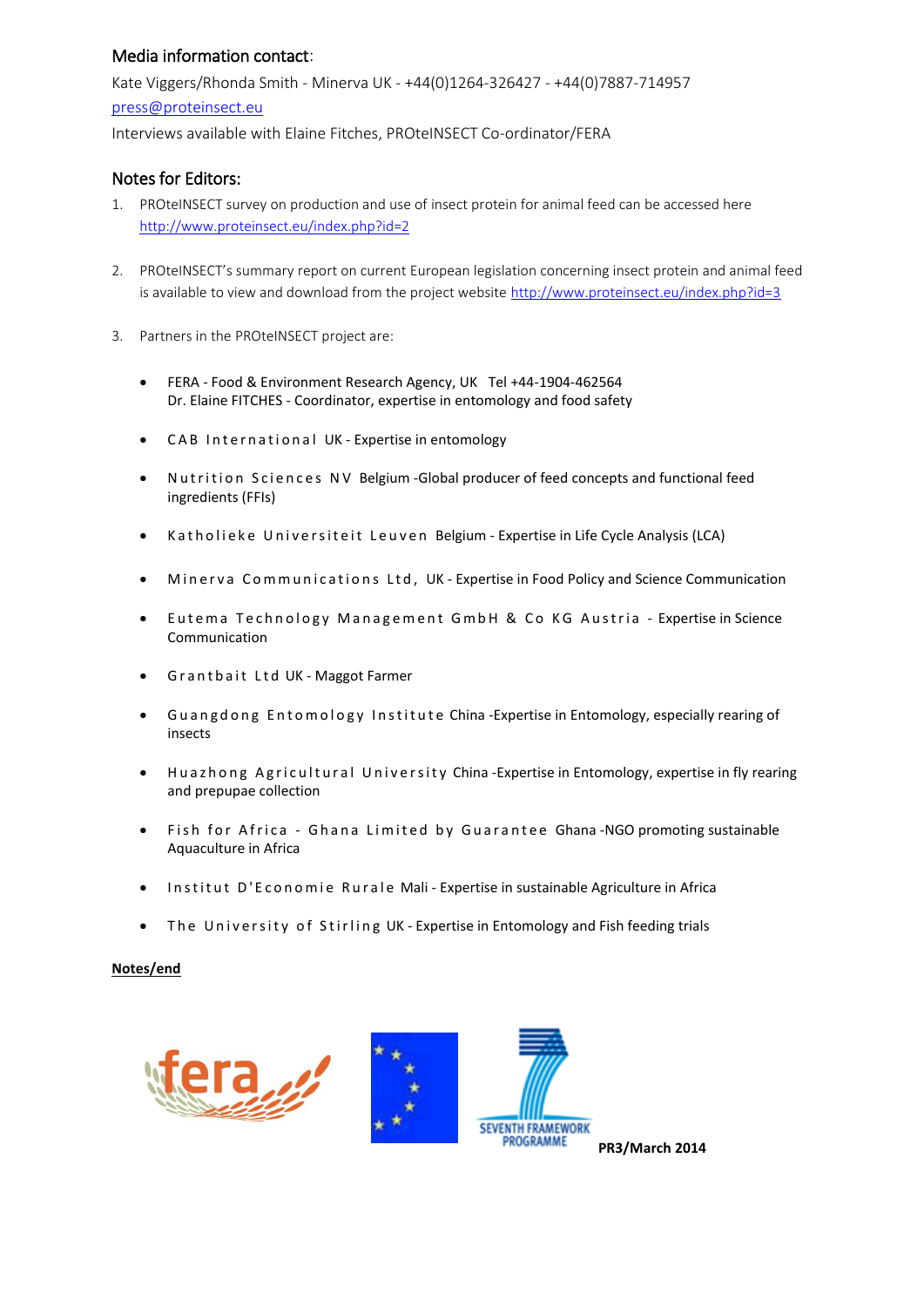## Media information contact:

Kate Viggers/Rhonda Smith - Minerva UK - +44(0)1264-326427 - +44(0)7887-714957

press@proteinsect.eu

Interviews available with Elaine Fitches, PROteINSECT Co-ordinator/FERA

## Notes for Editors:

1. PROteINSECT survey on production and use of insect protein for animal feed can be accessed here http://www.proteinsect.eu/index.php?id=2

2. PROteINSECT's summary report on current European legislation concerning insect protein and animal feed is available to view and download from the project website http://www.proteinsect.eu/index.php?id=3

3. Partners in the PROteINSECT project are:

   - FERA - Food & Environment Research Agency, UK Tel +44-1904-462564
     Dr. Elaine FITCHES - Coordinator, expertise in entomology and food safety
   - CAB International UK - Expertise in entomology
   - Nutrition Sciences NV Belgium -Global producer of feed concepts and functional feed ingredients (FFIs)
   - Katholieke Universiteit Leuven Belgium - Expertise in Life Cycle Analysis (LCA)
   - Minerva Communications Ltd, UK - Expertise in Food Policy and Science Communication
   - Eutema Technology Management GmbH & Co KG Austria - Expertise in Science Communication
   - Grantbait Ltd UK - Maggot Farmer
   - Guangdong Entomology Institute China -Expertise in Entomology, especially rearing of insects
   - Huazhong Agricultural University China -Expertise in Entomology, expertise in fly rearing and prepupae collection
   - Fish for Africa - Ghana Limited by Guarantee Ghana -NGO promoting sustainable Aquaculture in Africa
   - Institut D'Economie Rurale Mali - Expertise in sustainable Agriculture in Africa
   - The University of Stirling UK - Expertise in Entomology and Fish feeding trials

**Notes/end**

fera

SEVENTH FRAMEWORK PROGRAMME

**PR3/March 2014**